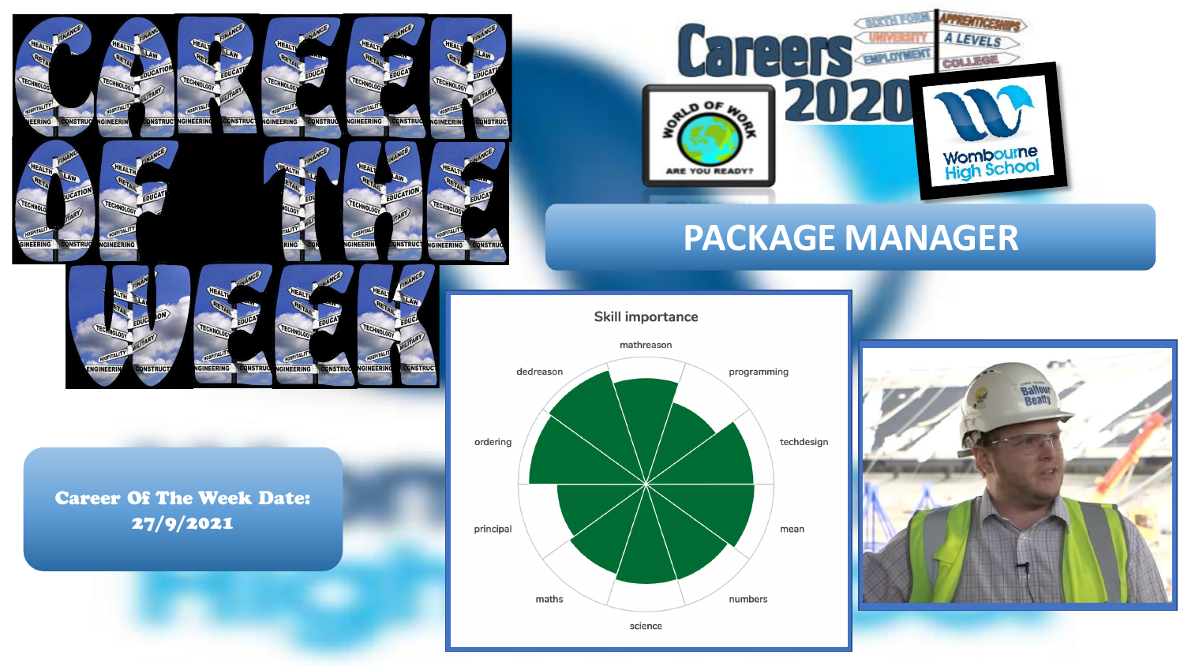# CAREER OF THE WEEK

Careers 2020

SIXTH FORM | APPRENTICESHIPS | UNIVERSITY | A LEVELS | EMPLOYMENT | COLLEGE

WORLD OF WORK — ARE YOU READY?

Wombourne High School

## PACKAGE MANAGER

**Career Of The Week Date: 27/9/2021**

Skill importance

mathreason, programming, techdesign, mean, numbers, science, maths, principal, ordering, dedreason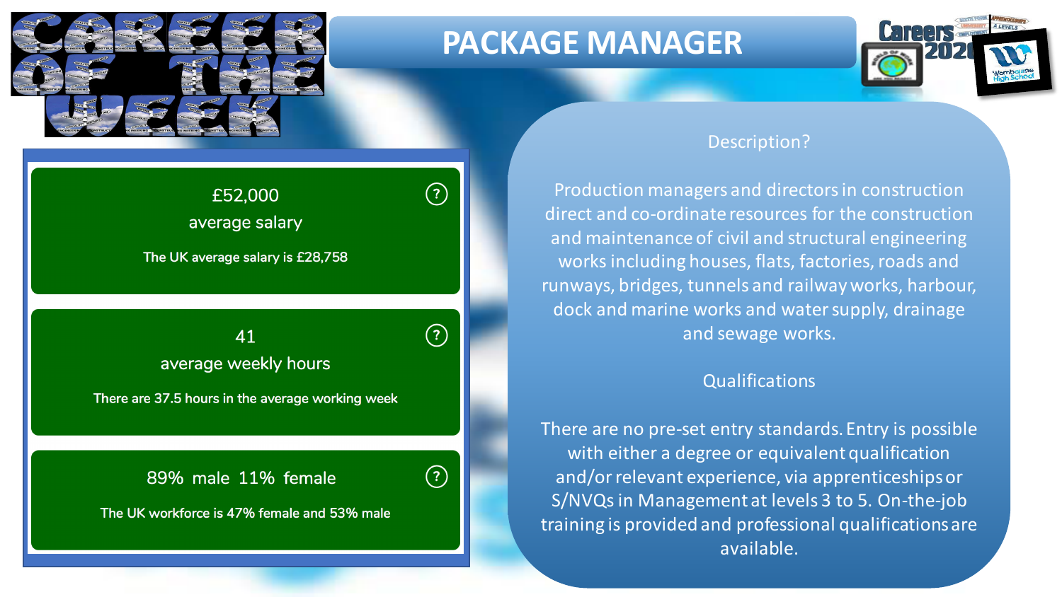# PACKAGE MANAGER

£52,000
average salary

The UK average salary is £28,758

41
average weekly hours

There are 37.5 hours in the average working week

89% male 11% female

The UK workforce is 47% female and 53% male

## Description?

Production managers and directors in construction direct and co-ordinate resources for the construction and maintenance of civil and structural engineering works including houses, flats, factories, roads and runways, bridges, tunnels and railway works, harbour, dock and marine works and water supply, drainage and sewage works.

## Qualifications

There are no pre-set entry standards. Entry is possible with either a degree or equivalent qualification and/or relevant experience, via apprenticeships or S/NVQs in Management at levels 3 to 5. On-the-job training is provided and professional qualifications are available.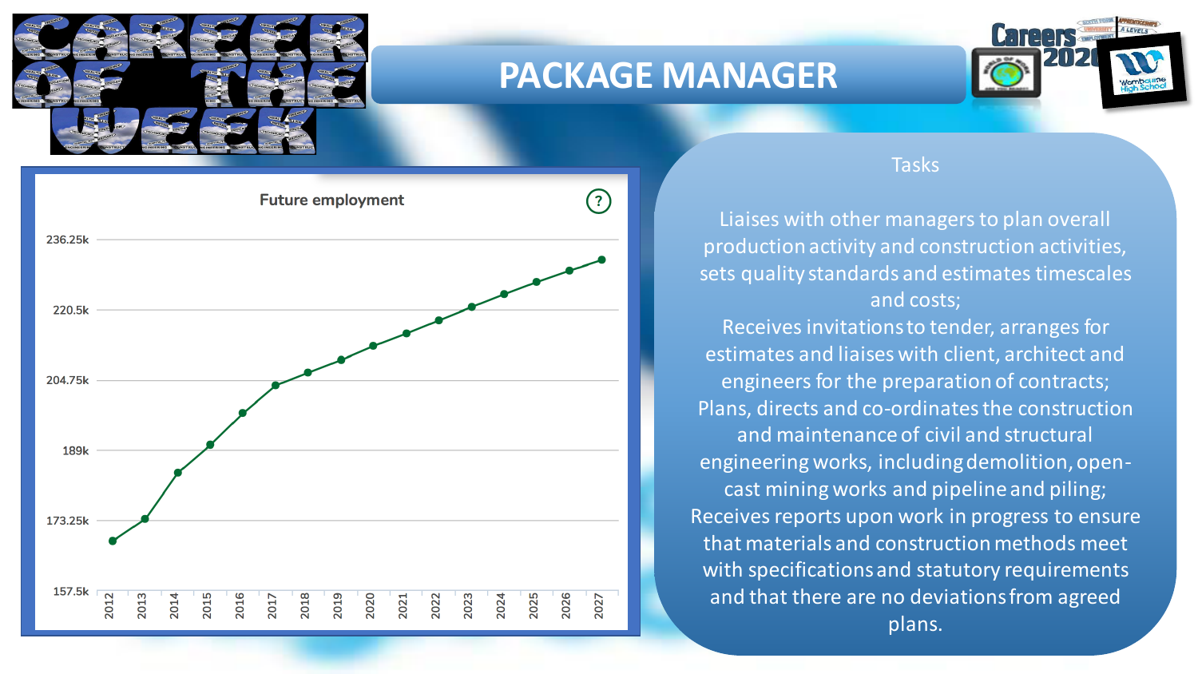# PACKAGE MANAGER

Future employment

| Year | 2012 | 2013 | 2014 | 2015 | 2016 | 2017 | 2018 | 2019 | 2020 | 2021 | 2022 | 2023 | 2024 | 2025 | 2026 | 2027 |
|---|---|---|---|---|---|---|---|---|---|---|---|---|---|---|---|---|

Y-axis: 157.5k, 173.25k, 189k, 204.75k, 220.5k, 236.25k

## Tasks

Liaises with other managers to plan overall production activity and construction activities, sets quality standards and estimates timescales and costs;

Receives invitations to tender, arranges for estimates and liaises with client, architect and engineers for the preparation of contracts;

Plans, directs and co-ordinates the construction and maintenance of civil and structural engineering works, including demolition, open-cast mining works and pipeline and piling;

Receives reports upon work in progress to ensure that materials and construction methods meet with specifications and statutory requirements and that there are no deviations from agreed plans.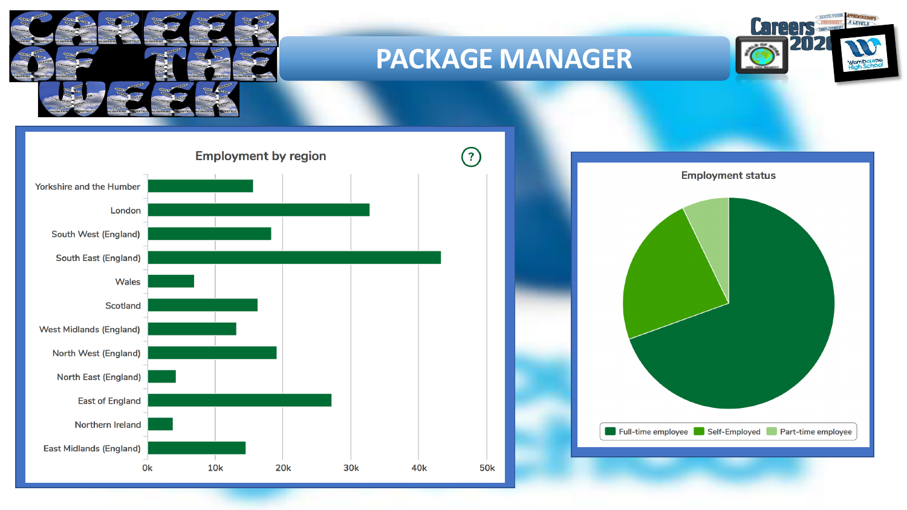# PACKAGE MANAGER

Employment by region

Yorkshire and the Humber
London
South West (England)
South East (England)
Wales
Scotland
West Midlands (England)
North West (England)
North East (England)
East of England
Northern Ireland
East Midlands (England)

0k 10k 20k 30k 40k 50k

Employment status

Full-time employee
Self-Employed
Part-time employee